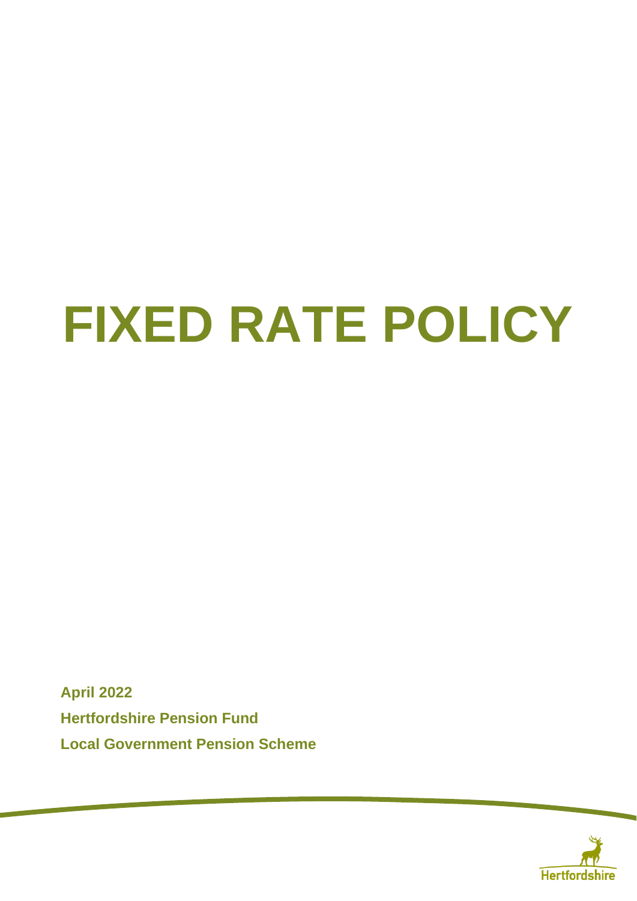# FIXED RATE POLICY

**April 2022**

**Hertfordshire Pension Fund**

**Local Government Pension Scheme**

Hertfordshire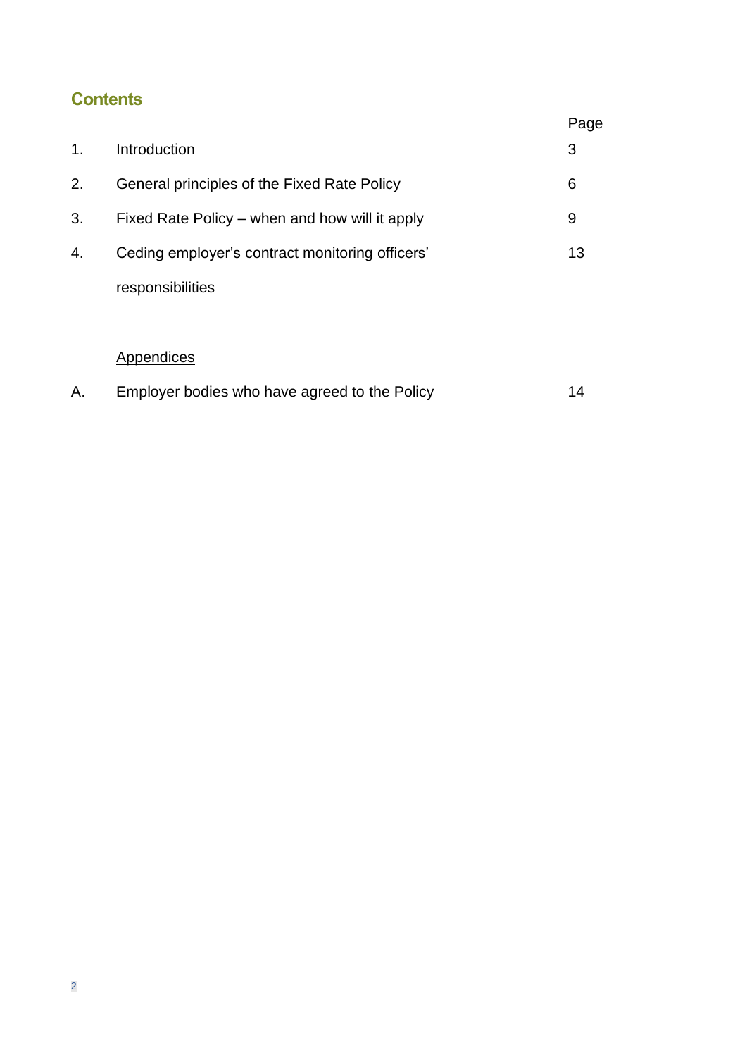## Contents

| | | Page |
|---|---|---|
| 1. | Introduction | 3 |
| 2. | General principles of the Fixed Rate Policy | 6 |
| 3. | Fixed Rate Policy – when and how will it apply | 9 |
| 4. | Ceding employer's contract monitoring officers' responsibilities | 13 |
| | Appendices | |
| A. | Employer bodies who have agreed to the Policy | 14 |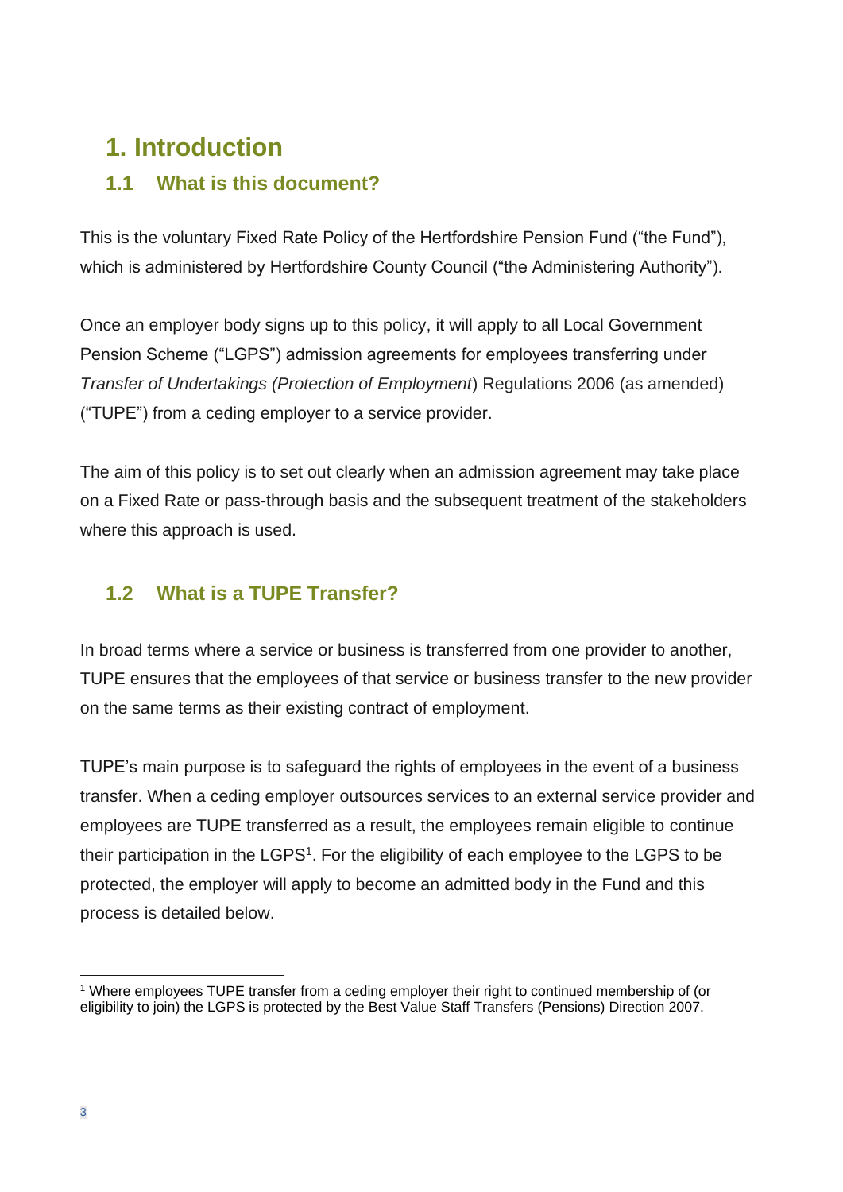# 1. Introduction

## 1.1 What is this document?

This is the voluntary Fixed Rate Policy of the Hertfordshire Pension Fund ("the Fund"), which is administered by Hertfordshire County Council ("the Administering Authority").

Once an employer body signs up to this policy, it will apply to all Local Government Pension Scheme ("LGPS") admission agreements for employees transferring under *Transfer of Undertakings (Protection of Employment*) Regulations 2006 (as amended) ("TUPE") from a ceding employer to a service provider.

The aim of this policy is to set out clearly when an admission agreement may take place on a Fixed Rate or pass-through basis and the subsequent treatment of the stakeholders where this approach is used.

## 1.2 What is a TUPE Transfer?

In broad terms where a service or business is transferred from one provider to another, TUPE ensures that the employees of that service or business transfer to the new provider on the same terms as their existing contract of employment.

TUPE's main purpose is to safeguard the rights of employees in the event of a business transfer. When a ceding employer outsources services to an external service provider and employees are TUPE transferred as a result, the employees remain eligible to continue their participation in the LGPS[1]. For the eligibility of each employee to the LGPS to be protected, the employer will apply to become an admitted body in the Fund and this process is detailed below.

---

[1] Where employees TUPE transfer from a ceding employer their right to continued membership of (or eligibility to join) the LGPS is protected by the Best Value Staff Transfers (Pensions) Direction 2007.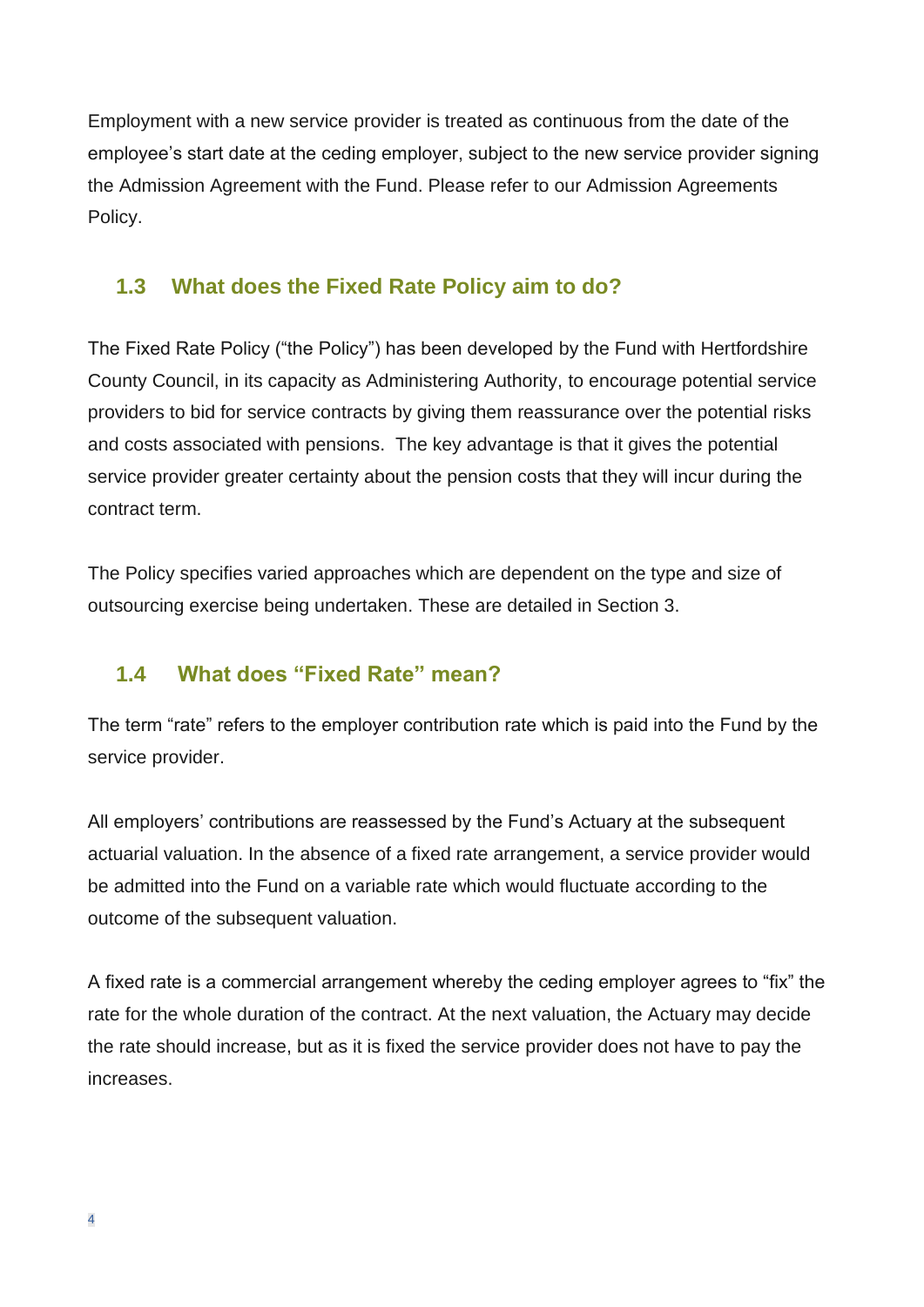Employment with a new service provider is treated as continuous from the date of the employee's start date at the ceding employer, subject to the new service provider signing the Admission Agreement with the Fund. Please refer to our Admission Agreements Policy.

## 1.3 What does the Fixed Rate Policy aim to do?

The Fixed Rate Policy ("the Policy") has been developed by the Fund with Hertfordshire County Council, in its capacity as Administering Authority, to encourage potential service providers to bid for service contracts by giving them reassurance over the potential risks and costs associated with pensions. The key advantage is that it gives the potential service provider greater certainty about the pension costs that they will incur during the contract term.

The Policy specifies varied approaches which are dependent on the type and size of outsourcing exercise being undertaken. These are detailed in Section 3.

## 1.4 What does "Fixed Rate" mean?

The term "rate" refers to the employer contribution rate which is paid into the Fund by the service provider.

All employers' contributions are reassessed by the Fund's Actuary at the subsequent actuarial valuation. In the absence of a fixed rate arrangement, a service provider would be admitted into the Fund on a variable rate which would fluctuate according to the outcome of the subsequent valuation.

A fixed rate is a commercial arrangement whereby the ceding employer agrees to "fix" the rate for the whole duration of the contract. At the next valuation, the Actuary may decide the rate should increase, but as it is fixed the service provider does not have to pay the increases.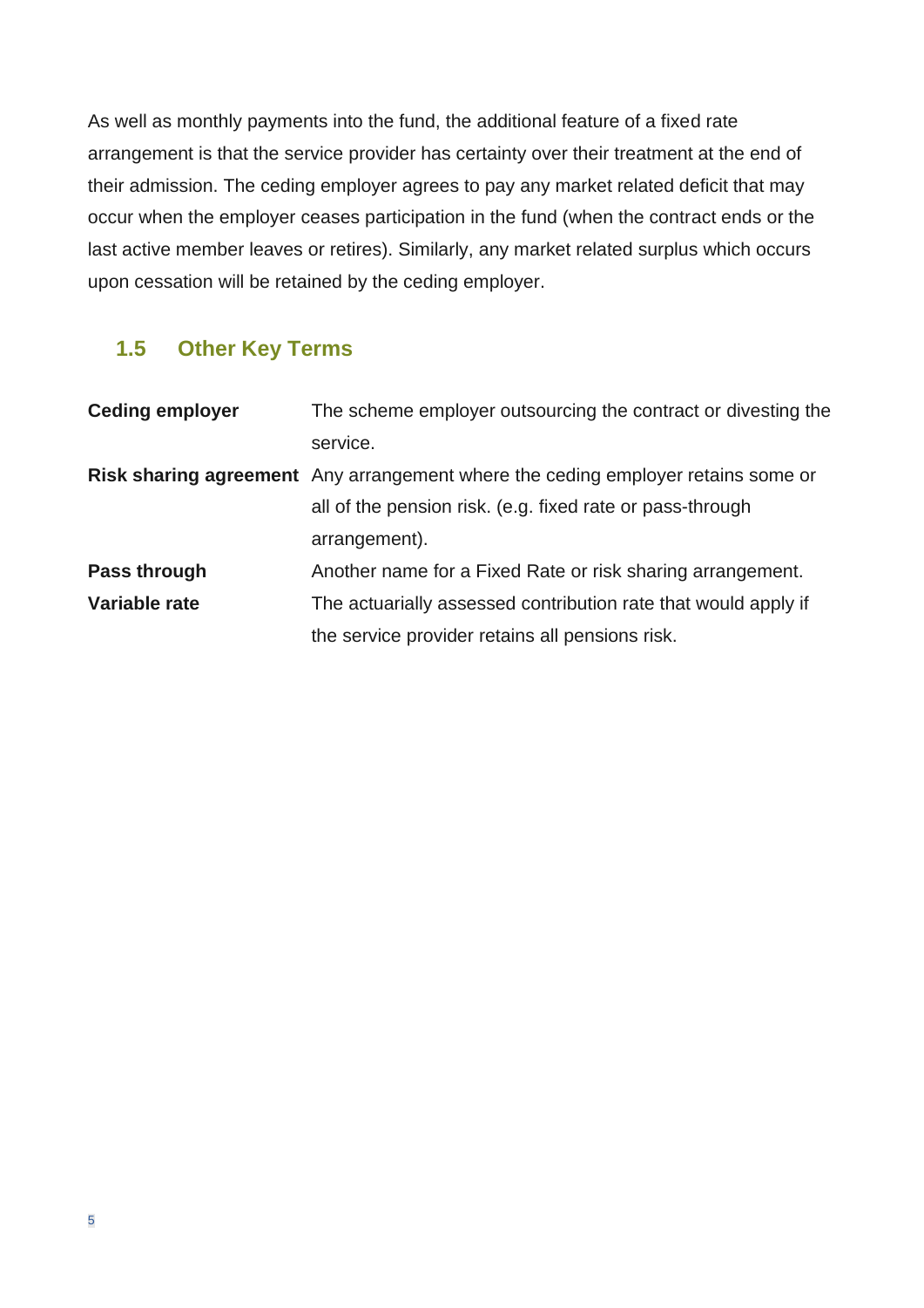As well as monthly payments into the fund, the additional feature of a fixed rate arrangement is that the service provider has certainty over their treatment at the end of their admission. The ceding employer agrees to pay any market related deficit that may occur when the employer ceases participation in the fund (when the contract ends or the last active member leaves or retires). Similarly, any market related surplus which occurs upon cessation will be retained by the ceding employer.

## 1.5 Other Key Terms

| | |
|---|---|
| **Ceding employer** | The scheme employer outsourcing the contract or divesting the service. |
| **Risk sharing agreement** | Any arrangement where the ceding employer retains some or all of the pension risk. (e.g. fixed rate or pass-through arrangement). |
| **Pass through** | Another name for a Fixed Rate or risk sharing arrangement. |
| **Variable rate** | The actuarially assessed contribution rate that would apply if the service provider retains all pensions risk. |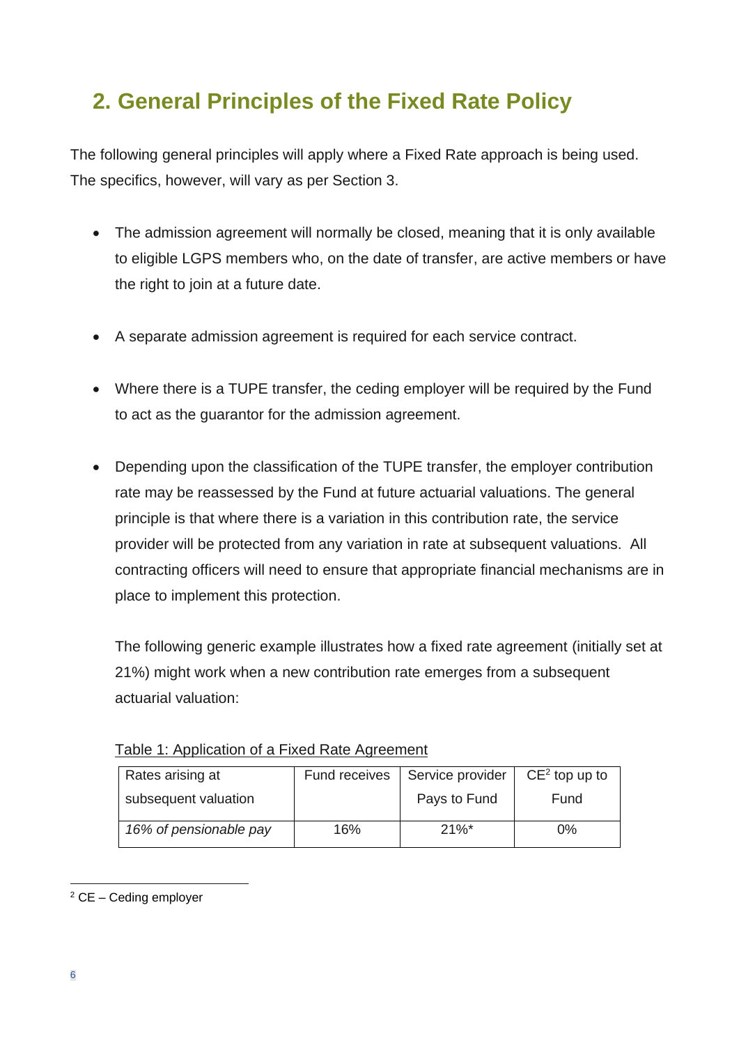## 2. General Principles of the Fixed Rate Policy

The following general principles will apply where a Fixed Rate approach is being used. The specifics, however, will vary as per Section 3.

- The admission agreement will normally be closed, meaning that it is only available to eligible LGPS members who, on the date of transfer, are active members or have the right to join at a future date.
- A separate admission agreement is required for each service contract.
- Where there is a TUPE transfer, the ceding employer will be required by the Fund to act as the guarantor for the admission agreement.
- Depending upon the classification of the TUPE transfer, the employer contribution rate may be reassessed by the Fund at future actuarial valuations. The general principle is that where there is a variation in this contribution rate, the service provider will be protected from any variation in rate at subsequent valuations. All contracting officers will need to ensure that appropriate financial mechanisms are in place to implement this protection.

  The following generic example illustrates how a fixed rate agreement (initially set at 21%) might work when a new contribution rate emerges from a subsequent actuarial valuation:

  Table 1: Application of a Fixed Rate Agreement

  | Rates arising at subsequent valuation | Fund receives | Service provider Pays to Fund | CE[2] top up to Fund |
  |---|---|---|---|
  | *16% of pensionable pay* | 16% | 21%* | 0% |

[2] CE – Ceding employer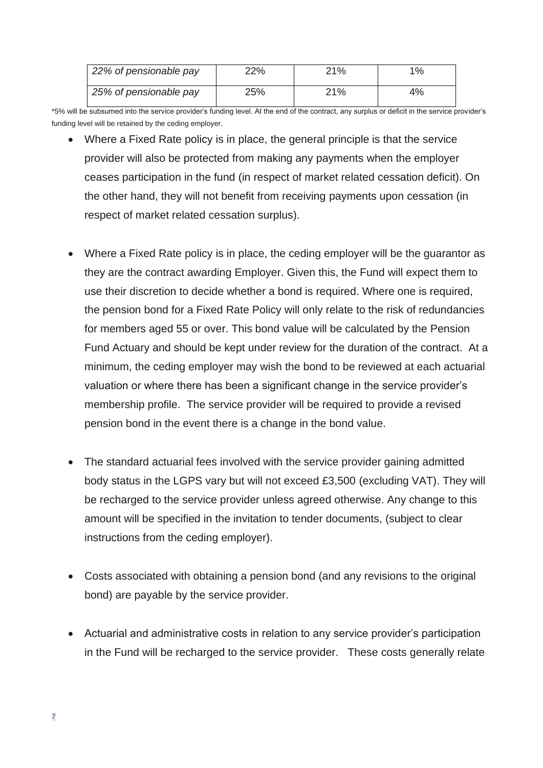| *22% of pensionable pay* | 22% | 21% | 1% |
|---|---|---|---|
| *25% of pensionable pay* | 25% | 21% | 4% |

*5% will be subsumed into the service provider's funding level. At the end of the contract, any surplus or deficit in the service provider's funding level will be retained by the ceding employer.

- Where a Fixed Rate policy is in place, the general principle is that the service provider will also be protected from making any payments when the employer ceases participation in the fund (in respect of market related cessation deficit). On the other hand, they will not benefit from receiving payments upon cessation (in respect of market related cessation surplus).

- Where a Fixed Rate policy is in place, the ceding employer will be the guarantor as they are the contract awarding Employer. Given this, the Fund will expect them to use their discretion to decide whether a bond is required. Where one is required, the pension bond for a Fixed Rate Policy will only relate to the risk of redundancies for members aged 55 or over. This bond value will be calculated by the Pension Fund Actuary and should be kept under review for the duration of the contract. At a minimum, the ceding employer may wish the bond to be reviewed at each actuarial valuation or where there has been a significant change in the service provider's membership profile. The service provider will be required to provide a revised pension bond in the event there is a change in the bond value.

- The standard actuarial fees involved with the service provider gaining admitted body status in the LGPS vary but will not exceed £3,500 (excluding VAT). They will be recharged to the service provider unless agreed otherwise. Any change to this amount will be specified in the invitation to tender documents, (subject to clear instructions from the ceding employer).

- Costs associated with obtaining a pension bond (and any revisions to the original bond) are payable by the service provider.

- Actuarial and administrative costs in relation to any service provider's participation in the Fund will be recharged to the service provider. These costs generally relate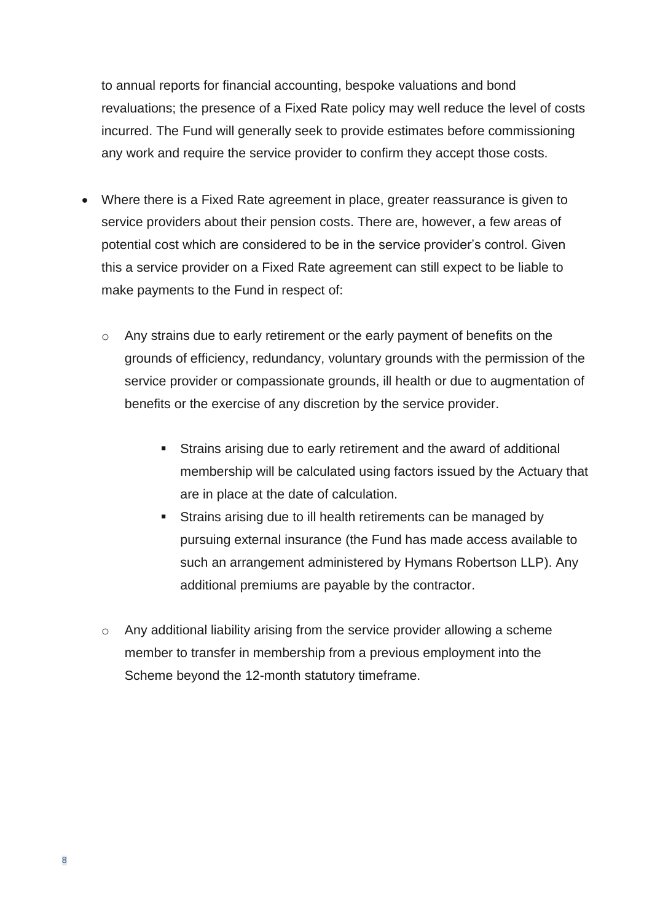to annual reports for financial accounting, bespoke valuations and bond revaluations; the presence of a Fixed Rate policy may well reduce the level of costs incurred. The Fund will generally seek to provide estimates before commissioning any work and require the service provider to confirm they accept those costs.

- Where there is a Fixed Rate agreement in place, greater reassurance is given to service providers about their pension costs. There are, however, a few areas of potential cost which are considered to be in the service provider's control. Given this a service provider on a Fixed Rate agreement can still expect to be liable to make payments to the Fund in respect of:

    - Any strains due to early retirement or the early payment of benefits on the grounds of efficiency, redundancy, voluntary grounds with the permission of the service provider or compassionate grounds, ill health or due to augmentation of benefits or the exercise of any discretion by the service provider.

        - Strains arising due to early retirement and the award of additional membership will be calculated using factors issued by the Actuary that are in place at the date of calculation.
        - Strains arising due to ill health retirements can be managed by pursuing external insurance (the Fund has made access available to such an arrangement administered by Hymans Robertson LLP). Any additional premiums are payable by the contractor.

    - Any additional liability arising from the service provider allowing a scheme member to transfer in membership from a previous employment into the Scheme beyond the 12-month statutory timeframe.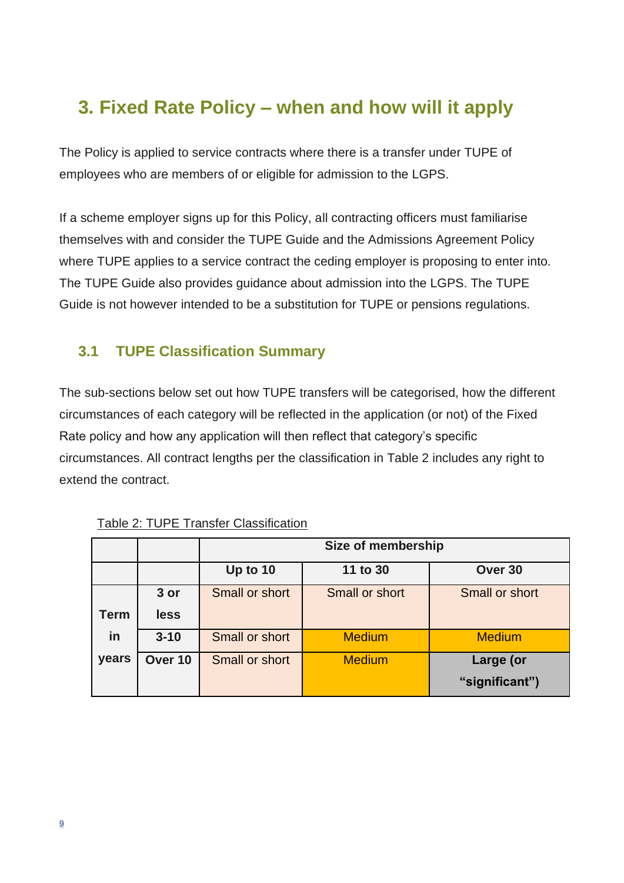## 3. Fixed Rate Policy – when and how will it apply

The Policy is applied to service contracts where there is a transfer under TUPE of employees who are members of or eligible for admission to the LGPS.

If a scheme employer signs up for this Policy, all contracting officers must familiarise themselves with and consider the TUPE Guide and the Admissions Agreement Policy where TUPE applies to a service contract the ceding employer is proposing to enter into. The TUPE Guide also provides guidance about admission into the LGPS. The TUPE Guide is not however intended to be a substitution for TUPE or pensions regulations.

### 3.1 TUPE Classification Summary

The sub-sections below set out how TUPE transfers will be categorised, how the different circumstances of each category will be reflected in the application (or not) of the Fixed Rate policy and how any application will then reflect that category's specific circumstances. All contract lengths per the classification in Table 2 includes any right to extend the contract.

Table 2: TUPE Transfer Classification

| | | **Size of membership** | | |
|---|---|---|---|---|
| | | **Up to 10** | **11 to 30** | **Over 30** |
| **Term in years** | **3 or less** | Small or short | Small or short | Small or short |
| | **3-10** | Small or short | Medium | Medium |
| | **Over 10** | Small or short | Medium | **Large (or "significant")** |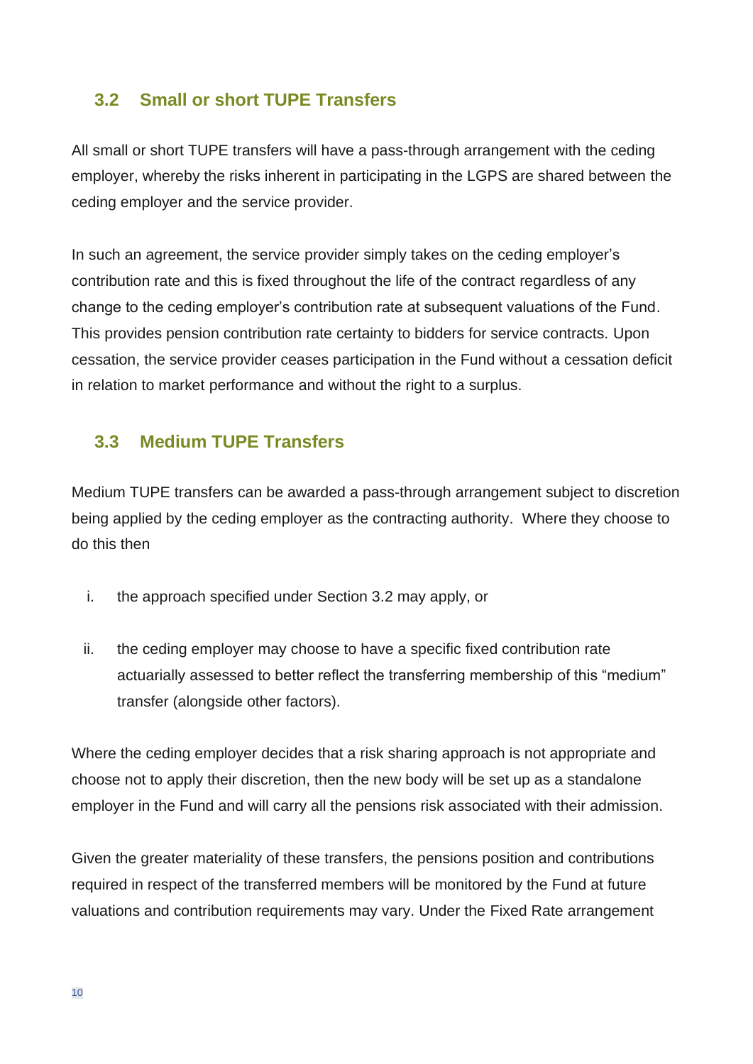## 3.2 Small or short TUPE Transfers

All small or short TUPE transfers will have a pass-through arrangement with the ceding employer, whereby the risks inherent in participating in the LGPS are shared between the ceding employer and the service provider.

In such an agreement, the service provider simply takes on the ceding employer's contribution rate and this is fixed throughout the life of the contract regardless of any change to the ceding employer's contribution rate at subsequent valuations of the Fund. This provides pension contribution rate certainty to bidders for service contracts. Upon cessation, the service provider ceases participation in the Fund without a cessation deficit in relation to market performance and without the right to a surplus.

## 3.3 Medium TUPE Transfers

Medium TUPE transfers can be awarded a pass-through arrangement subject to discretion being applied by the ceding employer as the contracting authority. Where they choose to do this then

i. the approach specified under Section 3.2 may apply, or

ii. the ceding employer may choose to have a specific fixed contribution rate actuarially assessed to better reflect the transferring membership of this "medium" transfer (alongside other factors).

Where the ceding employer decides that a risk sharing approach is not appropriate and choose not to apply their discretion, then the new body will be set up as a standalone employer in the Fund and will carry all the pensions risk associated with their admission.

Given the greater materiality of these transfers, the pensions position and contributions required in respect of the transferred members will be monitored by the Fund at future valuations and contribution requirements may vary. Under the Fixed Rate arrangement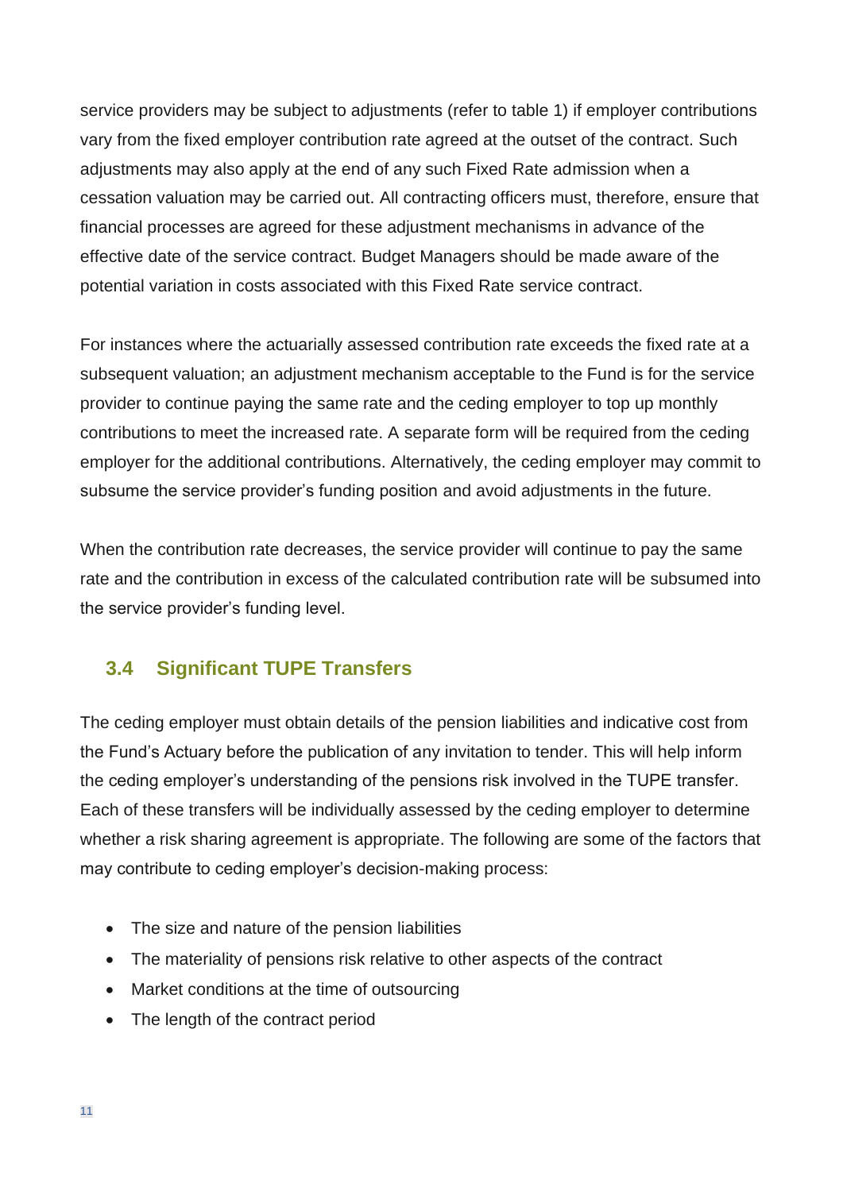service providers may be subject to adjustments (refer to table 1) if employer contributions vary from the fixed employer contribution rate agreed at the outset of the contract. Such adjustments may also apply at the end of any such Fixed Rate admission when a cessation valuation may be carried out. All contracting officers must, therefore, ensure that financial processes are agreed for these adjustment mechanisms in advance of the effective date of the service contract. Budget Managers should be made aware of the potential variation in costs associated with this Fixed Rate service contract.

For instances where the actuarially assessed contribution rate exceeds the fixed rate at a subsequent valuation; an adjustment mechanism acceptable to the Fund is for the service provider to continue paying the same rate and the ceding employer to top up monthly contributions to meet the increased rate. A separate form will be required from the ceding employer for the additional contributions. Alternatively, the ceding employer may commit to subsume the service provider's funding position and avoid adjustments in the future.

When the contribution rate decreases, the service provider will continue to pay the same rate and the contribution in excess of the calculated contribution rate will be subsumed into the service provider's funding level.

## 3.4 Significant TUPE Transfers

The ceding employer must obtain details of the pension liabilities and indicative cost from the Fund's Actuary before the publication of any invitation to tender. This will help inform the ceding employer's understanding of the pensions risk involved in the TUPE transfer. Each of these transfers will be individually assessed by the ceding employer to determine whether a risk sharing agreement is appropriate. The following are some of the factors that may contribute to ceding employer's decision-making process:

- The size and nature of the pension liabilities
- The materiality of pensions risk relative to other aspects of the contract
- Market conditions at the time of outsourcing
- The length of the contract period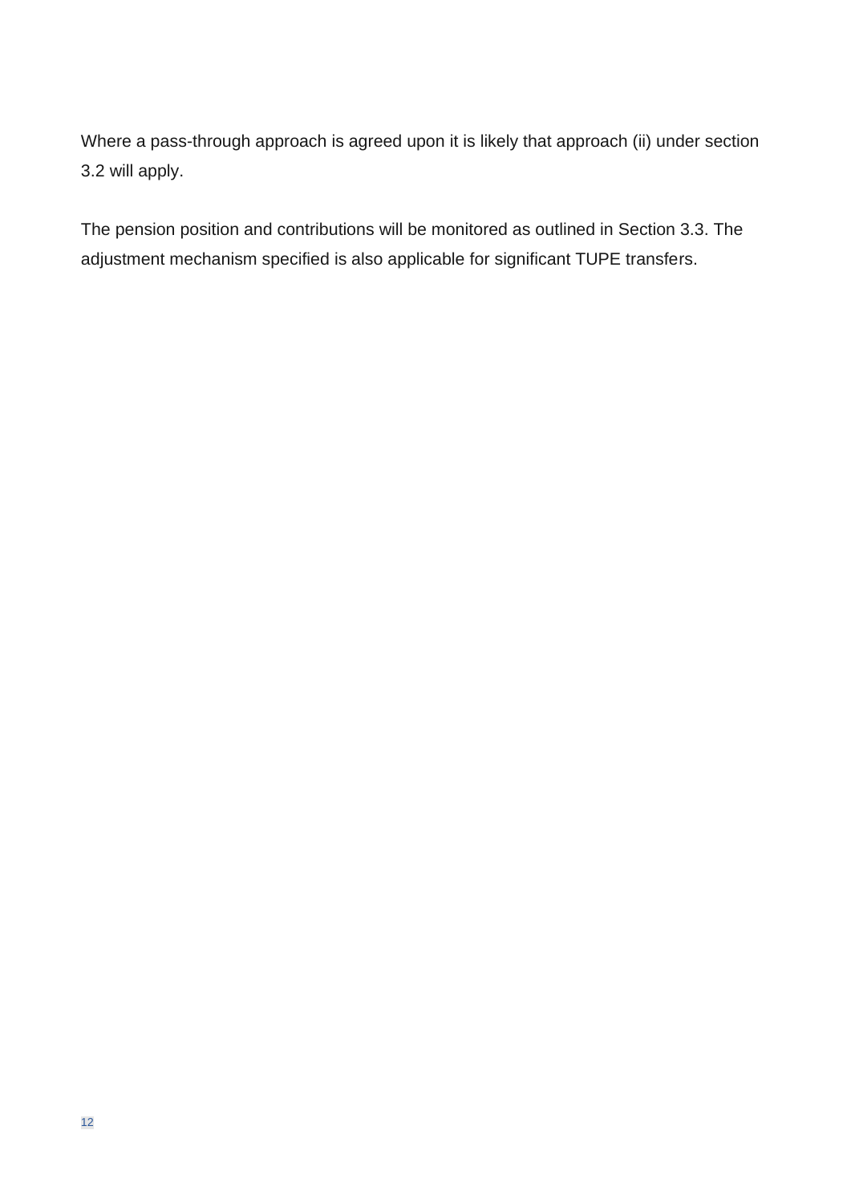Where a pass-through approach is agreed upon it is likely that approach (ii) under section 3.2 will apply.

The pension position and contributions will be monitored as outlined in Section 3.3. The adjustment mechanism specified is also applicable for significant TUPE transfers.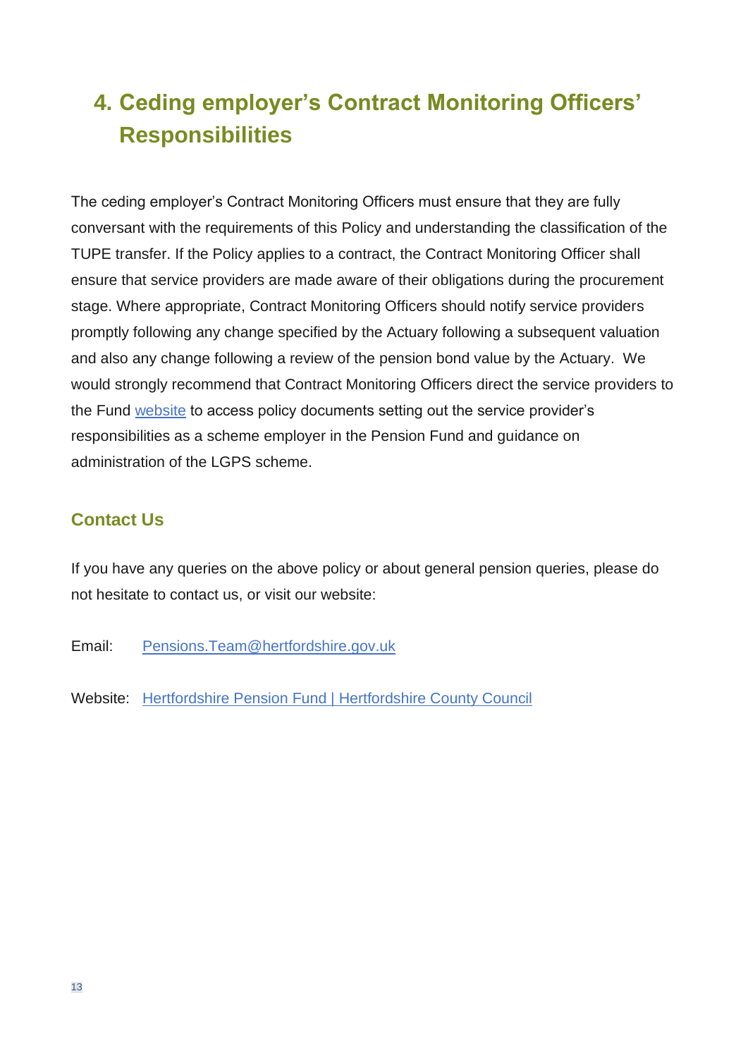## 4. Ceding employer's Contract Monitoring Officers' Responsibilities

The ceding employer's Contract Monitoring Officers must ensure that they are fully conversant with the requirements of this Policy and understanding the classification of the TUPE transfer. If the Policy applies to a contract, the Contract Monitoring Officer shall ensure that service providers are made aware of their obligations during the procurement stage. Where appropriate, Contract Monitoring Officers should notify service providers promptly following any change specified by the Actuary following a subsequent valuation and also any change following a review of the pension bond value by the Actuary. We would strongly recommend that Contract Monitoring Officers direct the service providers to the Fund website to access policy documents setting out the service provider's responsibilities as a scheme employer in the Pension Fund and guidance on administration of the LGPS scheme.

### Contact Us

If you have any queries on the above policy or about general pension queries, please do not hesitate to contact us, or visit our website:

Email: Pensions.Team@hertfordshire.gov.uk

Website: Hertfordshire Pension Fund | Hertfordshire County Council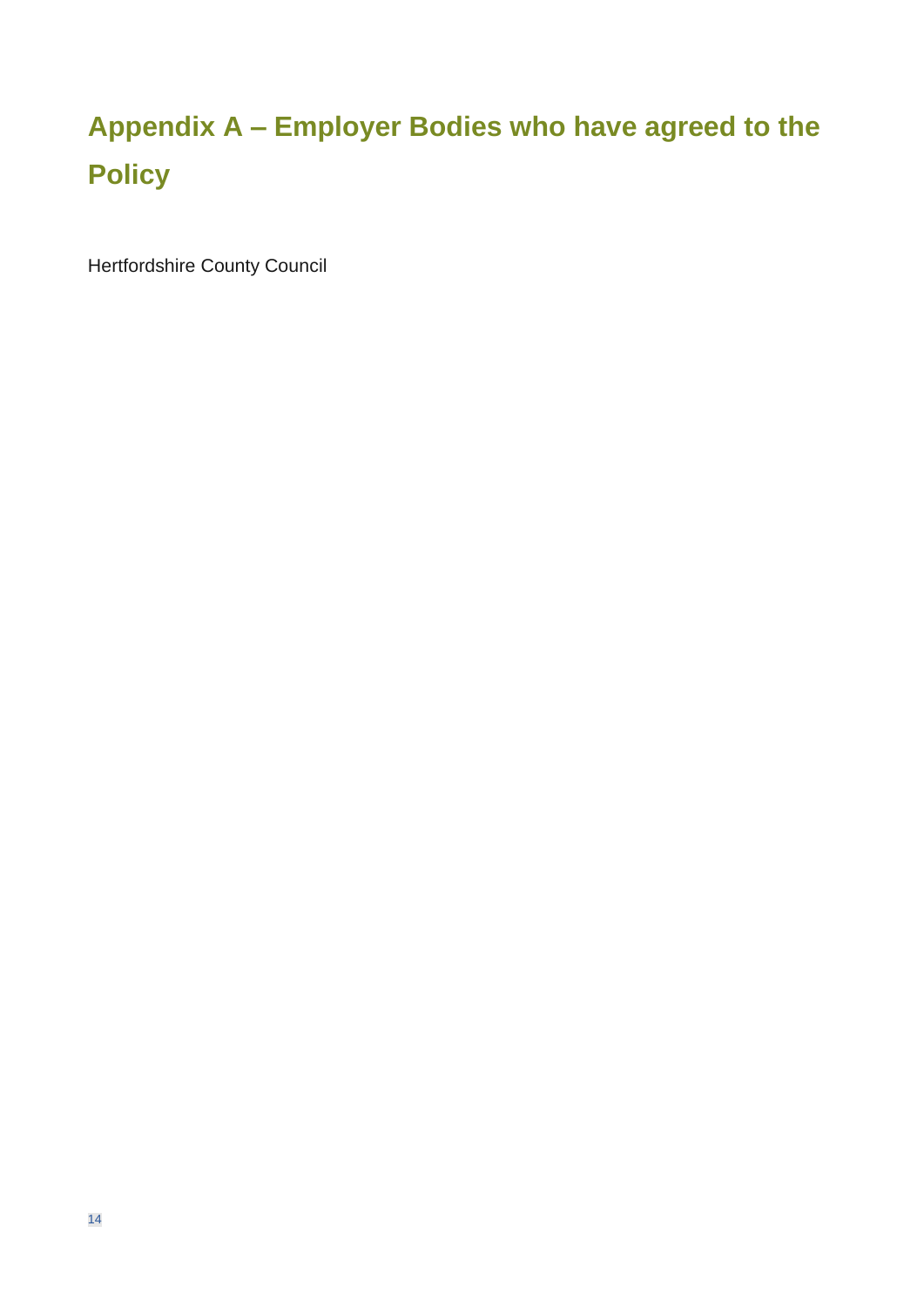# Appendix A – Employer Bodies who have agreed to the Policy

Hertfordshire County Council